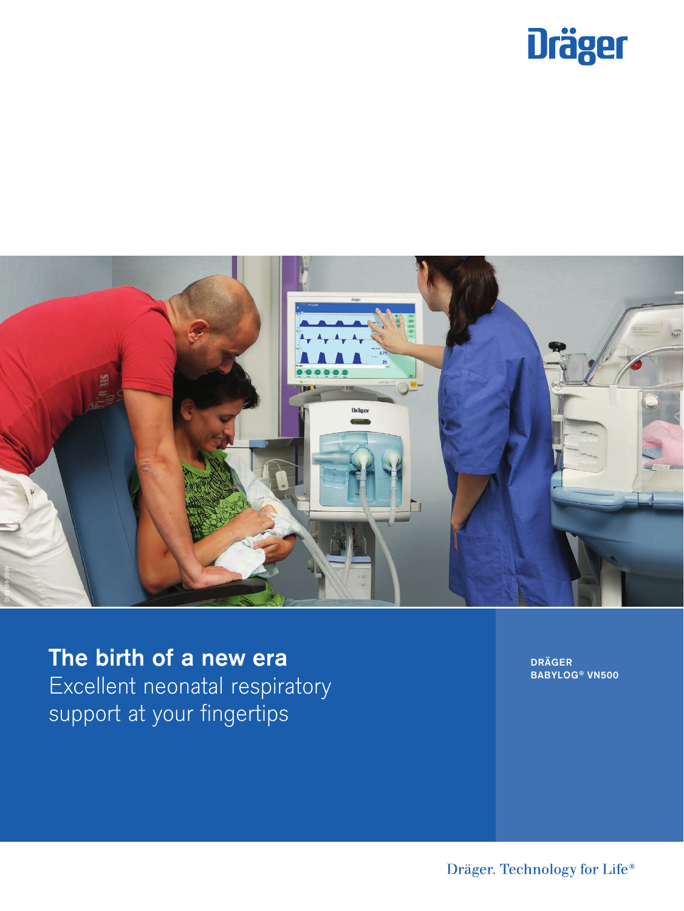Dräger

# The birth of a new era

Excellent neonatal respiratory support at your fingertips

DRÄGER BABYLOG® VN500

Dräger. Technology for Life®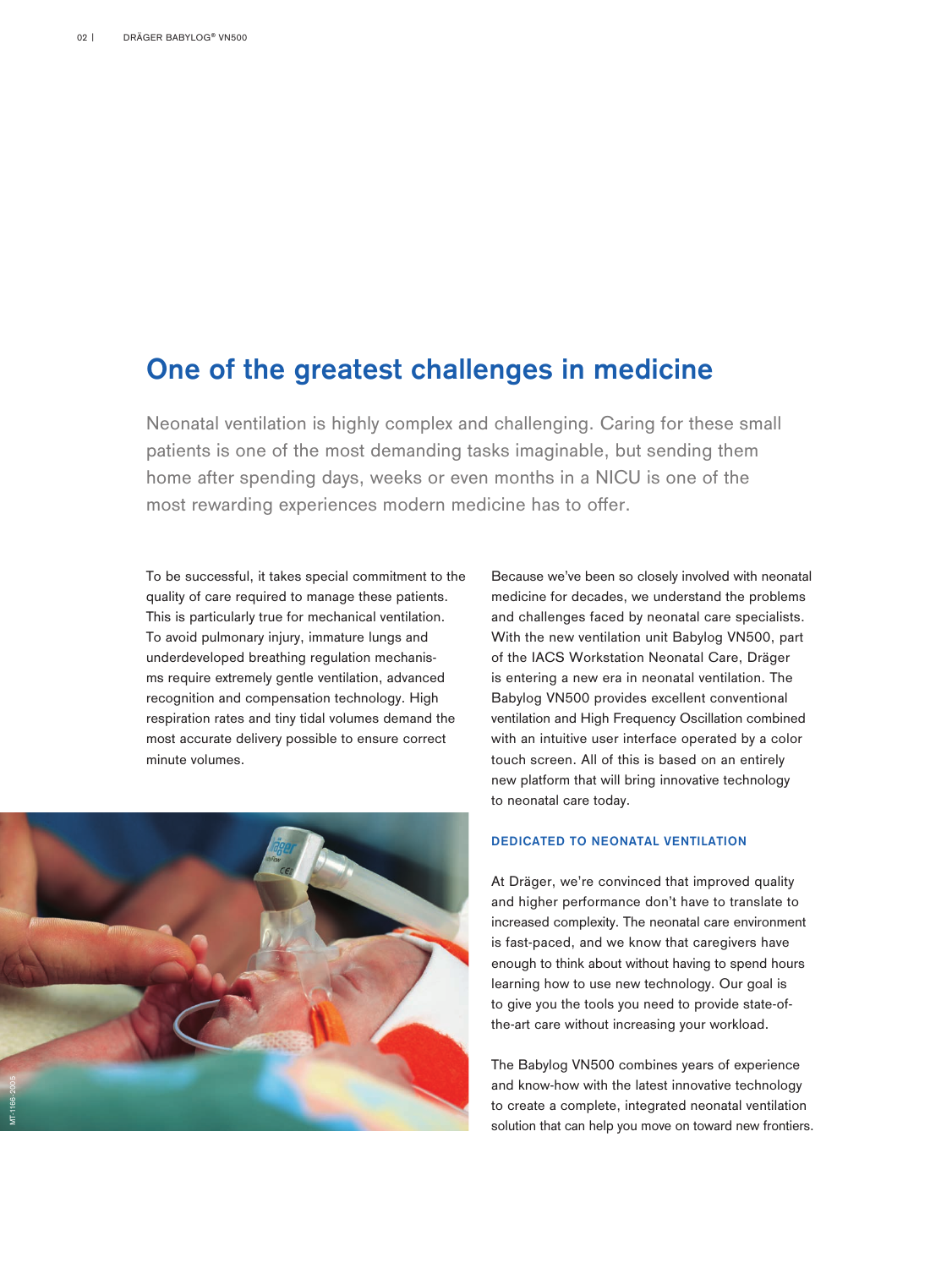# One of the greatest challenges in medicine

Neonatal ventilation is highly complex and challenging. Caring for these small patients is one of the most demanding tasks imaginable, but sending them home after spending days, weeks or even months in a NICU is one of the most rewarding experiences modern medicine has to offer.

To be successful, it takes special commitment to the quality of care required to manage these patients. This is particularly true for mechanical ventilation. To avoid pulmonary injury, immature lungs and underdeveloped breathing regulation mechanisms require extremely gentle ventilation, advanced recognition and compensation technology. High respiration rates and tiny tidal volumes demand the most accurate delivery possible to ensure correct minute volumes.

Because we've been so closely involved with neonatal medicine for decades, we understand the problems and challenges faced by neonatal care specialists. With the new ventilation unit Babylog VN500, part of the IACS Workstation Neonatal Care, Dräger is entering a new era in neonatal ventilation. The Babylog VN500 provides excellent conventional ventilation and High Frequency Oscillation combined with an intuitive user interface operated by a color touch screen. All of this is based on an entirely new platform that will bring innovative technology to neonatal care today.

## DEDICATED TO NEONATAL VENTILATION

At Dräger, we're convinced that improved quality and higher performance don't have to translate to increased complexity. The neonatal care environment is fast-paced, and we know that caregivers have enough to think about without having to spend hours learning how to use new technology. Our goal is to give you the tools you need to provide state-of-the-art care without increasing your workload.

The Babylog VN500 combines years of experience and know-how with the latest innovative technology to create a complete, integrated neonatal ventilation solution that can help you move on toward new frontiers.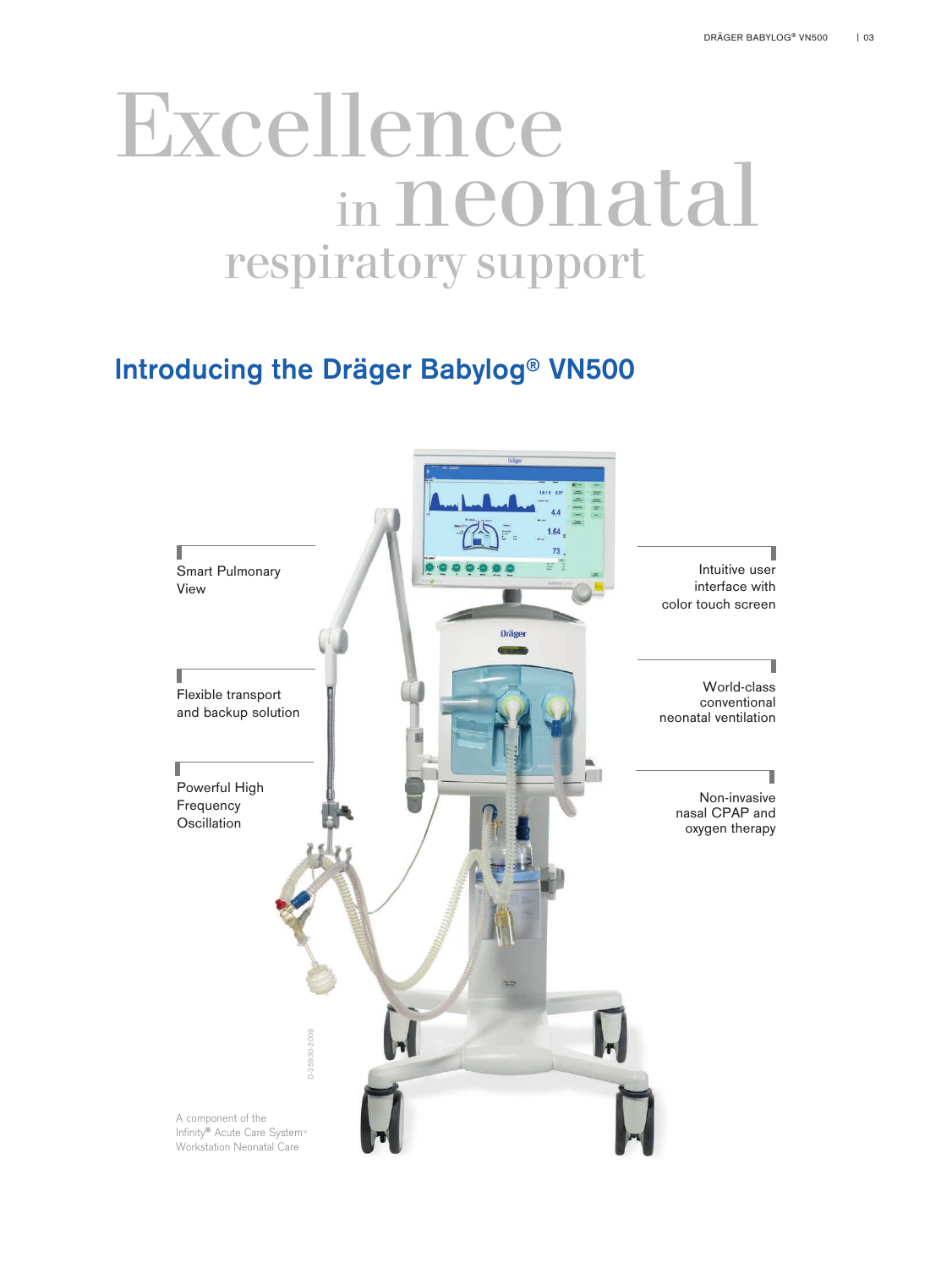# Excellence in neonatal respiratory support

## Introducing the Dräger Babylog® VN500

Smart Pulmonary View

Flexible transport and backup solution

Powerful High Frequency Oscillation

Intuitive user interface with color touch screen

World-class conventional neonatal ventilation

Non-invasive nasal CPAP and oxygen therapy

D-25930-2009

A component of the Infinity® Acute Care System™ Workstation Neonatal Care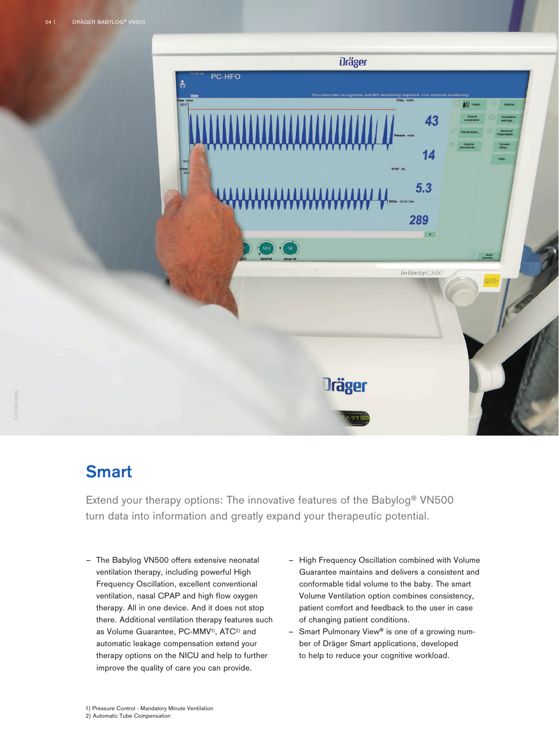## Smart

Extend your therapy options: The innovative features of the Babylog® VN500 turn data into information and greatly expand your therapeutic potential.

- The Babylog VN500 offers extensive neonatal ventilation therapy, including powerful High Frequency Oscillation, excellent conventional ventilation, nasal CPAP and high flow oxygen therapy. All in one device. And it does not stop there. Additional ventilation therapy features such as Volume Guarantee, PC-MMV[1], ATC[2] and automatic leakage compensation extend your therapy options on the NICU and help to further improve the quality of care you can provide.
- High Frequency Oscillation combined with Volume Guarantee maintains and delivers a consistent and conformable tidal volume to the baby. The smart Volume Ventilation option combines consistency, patient comfort and feedback to the user in case of changing patient conditions.
- Smart Pulmonary View® is one of a growing number of Dräger Smart applications, developed to help to reduce your cognitive workload.

1) Pressure Control - Mandatory Minute Ventilation
2) Automatic Tube Compensation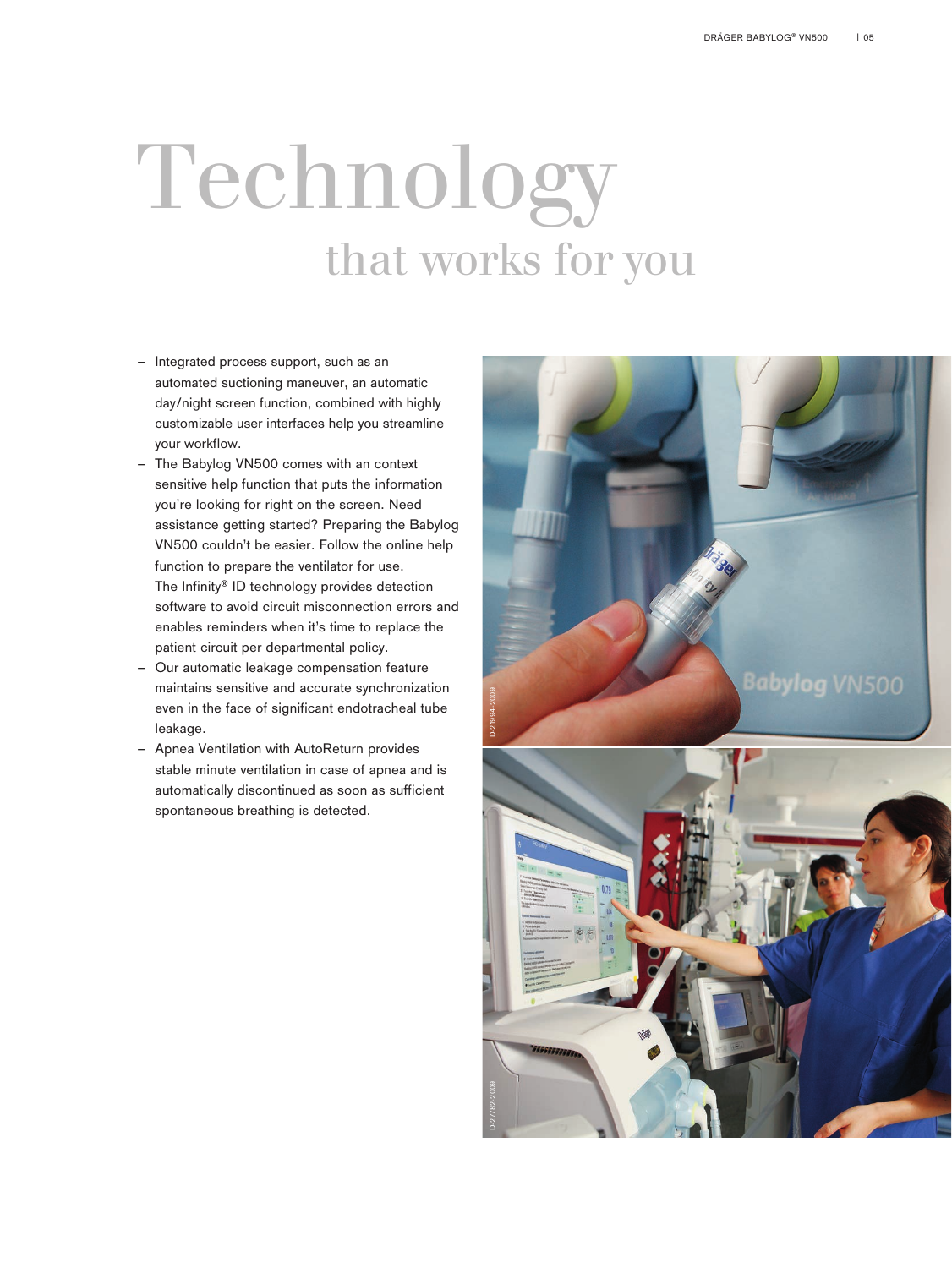# Technology

## that works for you

- Integrated process support, such as an automated suctioning maneuver, an automatic day/night screen function, combined with highly customizable user interfaces help you streamline your workflow.
- The Babylog VN500 comes with an context sensitive help function that puts the information you're looking for right on the screen. Need assistance getting started? Preparing the Babylog VN500 couldn't be easier. Follow the online help function to prepare the ventilator for use. The Infinity® ID technology provides detection software to avoid circuit misconnection errors and enables reminders when it's time to replace the patient circuit per departmental policy.
- Our automatic leakage compensation feature maintains sensitive and accurate synchronization even in the face of significant endotracheal tube leakage.
- Apnea Ventilation with AutoReturn provides stable minute ventilation in case of apnea and is automatically discontinued as soon as sufficient spontaneous breathing is detected.

D-21994-2009

D-27782-2009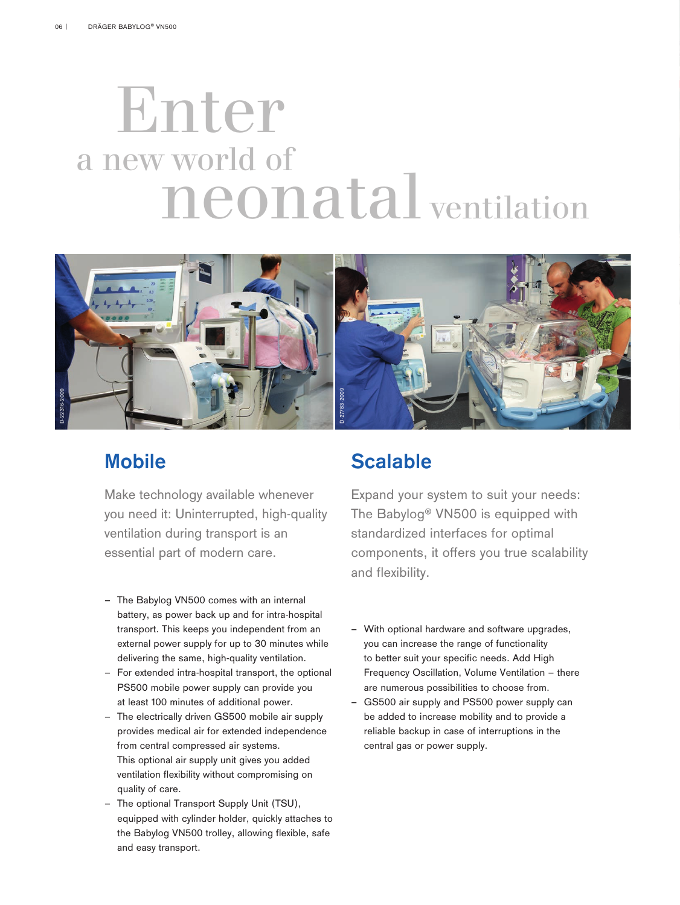# Enter a new world of neonatal ventilation

## Mobile

Make technology available whenever you need it: Uninterrupted, high-quality ventilation during transport is an essential part of modern care.

- The Babylog VN500 comes with an internal battery, as power back up and for intra-hospital transport. This keeps you independent from an external power supply for up to 30 minutes while delivering the same, high-quality ventilation.
- For extended intra-hospital transport, the optional PS500 mobile power supply can provide you at least 100 minutes of additional power.
- The electrically driven GS500 mobile air supply provides medical air for extended independence from central compressed air systems. This optional air supply unit gives you added ventilation flexibility without compromising on quality of care.
- The optional Transport Supply Unit (TSU), equipped with cylinder holder, quickly attaches to the Babylog VN500 trolley, allowing flexible, safe and easy transport.

## Scalable

Expand your system to suit your needs: The Babylog® VN500 is equipped with standardized interfaces for optimal components, it offers you true scalability and flexibility.

- With optional hardware and software upgrades, you can increase the range of functionality to better suit your specific needs. Add High Frequency Oscillation, Volume Ventilation – there are numerous possibilities to choose from.
- GS500 air supply and PS500 power supply can be added to increase mobility and to provide a reliable backup in case of interruptions in the central gas or power supply.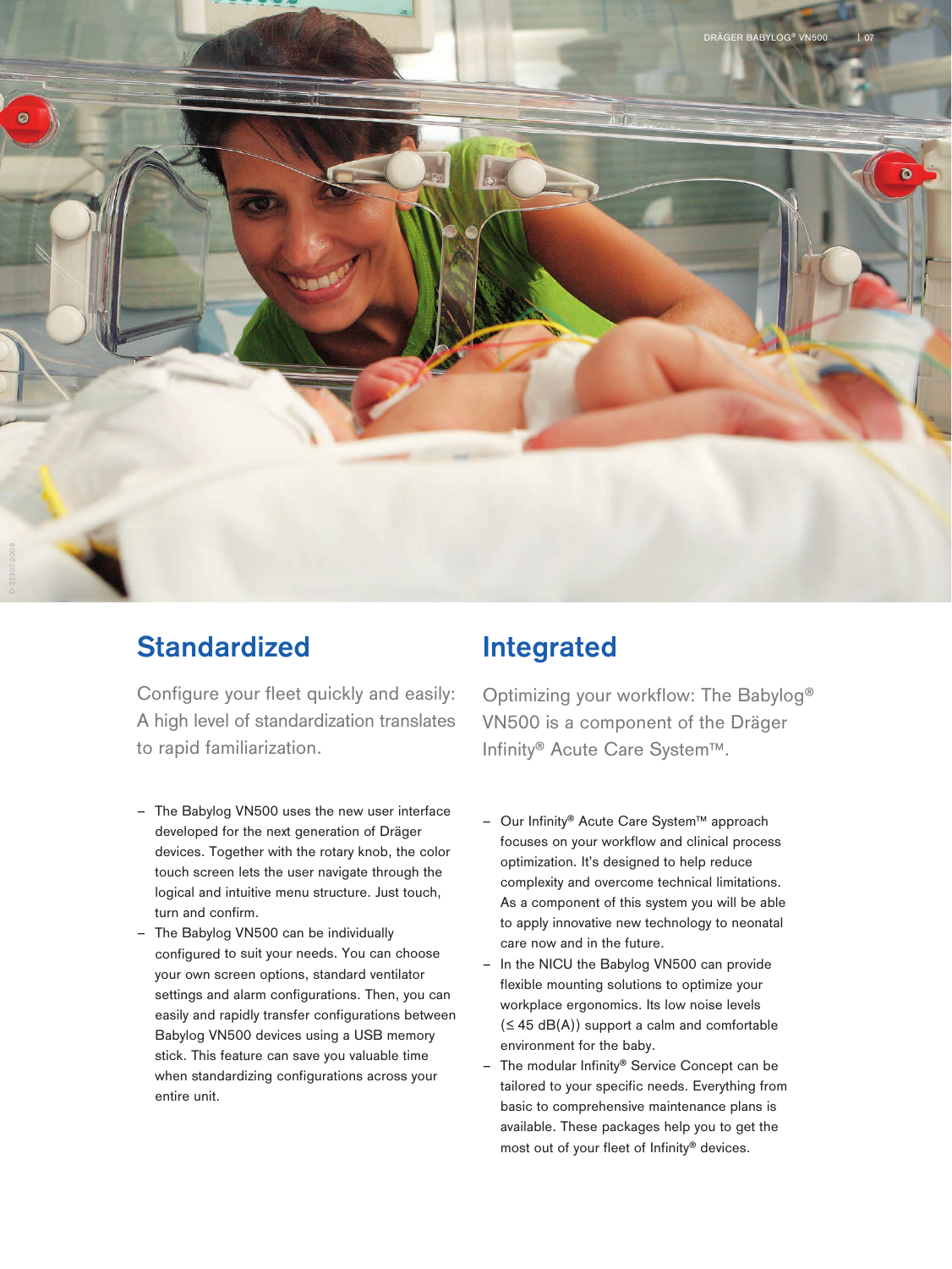## Standardized

Configure your fleet quickly and easily: A high level of standardization translates to rapid familiarization.

- The Babylog VN500 uses the new user interface developed for the next generation of Dräger devices. Together with the rotary knob, the color touch screen lets the user navigate through the logical and intuitive menu structure. Just touch, turn and confirm.
- The Babylog VN500 can be individually configured to suit your needs. You can choose your own screen options, standard ventilator settings and alarm configurations. Then, you can easily and rapidly transfer configurations between Babylog VN500 devices using a USB memory stick. This feature can save you valuable time when standardizing configurations across your entire unit.

## Integrated

Optimizing your workflow: The Babylog® VN500 is a component of the Dräger Infinity® Acute Care System™.

- Our Infinity® Acute Care System™ approach focuses on your workflow and clinical process optimization. It's designed to help reduce complexity and overcome technical limitations. As a component of this system you will be able to apply innovative new technology to neonatal care now and in the future.
- In the NICU the Babylog VN500 can provide flexible mounting solutions to optimize your workplace ergonomics. Its low noise levels (≤ 45 dB(A)) support a calm and comfortable environment for the baby.
- The modular Infinity® Service Concept can be tailored to your specific needs. Everything from basic to comprehensive maintenance plans is available. These packages help you to get the most out of your fleet of Infinity® devices.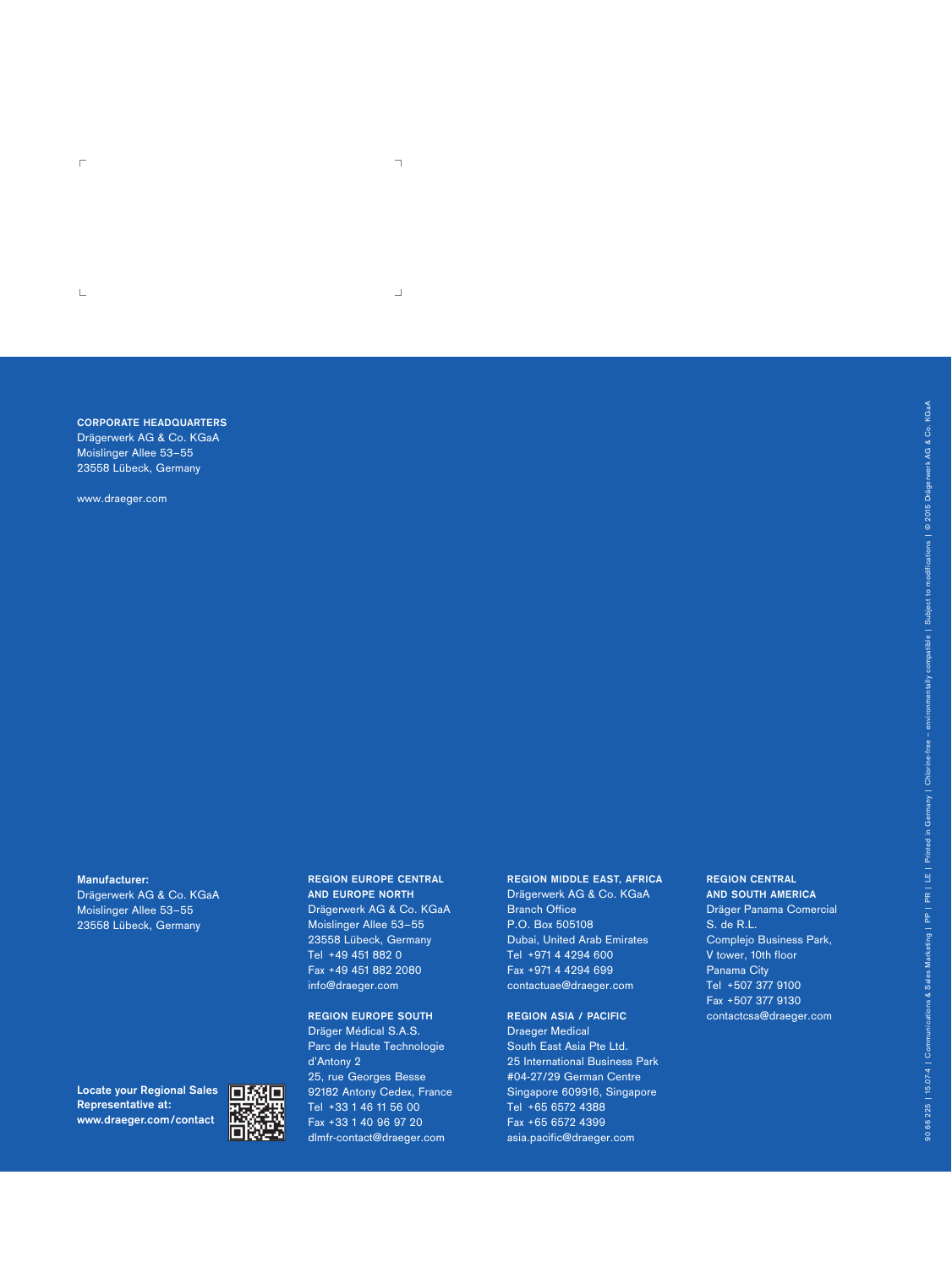**CORPORATE HEADQUARTERS**
Drägerwerk AG & Co. KGaA
Moislinger Allee 53–55
23558 Lübeck, Germany

www.draeger.com

**Manufacturer:**
Drägerwerk AG & Co. KGaA
Moislinger Allee 53–55
23558 Lübeck, Germany

**Locate your Regional Sales Representative at:**
**www.draeger.com/contact**

**REGION EUROPE CENTRAL AND EUROPE NORTH**
Drägerwerk AG & Co. KGaA
Moislinger Allee 53–55
23558 Lübeck, Germany
Tel +49 451 882 0
Fax +49 451 882 2080
info@draeger.com

**REGION EUROPE SOUTH**
Dräger Médical S.A.S.
Parc de Haute Technologie
d'Antony 2
25, rue Georges Besse
92182 Antony Cedex, France
Tel +33 1 46 11 56 00
Fax +33 1 40 96 97 20
dlmfr-contact@draeger.com

**REGION MIDDLE EAST, AFRICA**
Drägerwerk AG & Co. KGaA
Branch Office
P.O. Box 505108
Dubai, United Arab Emirates
Tel +971 4 4294 600
Fax +971 4 4294 699
contactuae@draeger.com

**REGION ASIA / PACIFIC**
Draeger Medical
South East Asia Pte Ltd.
25 International Business Park
#04-27/29 German Centre
Singapore 609916, Singapore
Tel +65 6572 4388
Fax +65 6572 4399
asia.pacific@draeger.com

**REGION CENTRAL AND SOUTH AMERICA**
Dräger Panama Comercial
S. de R.L.
Complejo Business Park,
V tower, 10th floor
Panama City
Tel +507 377 9100
Fax +507 377 9130
contactcsa@draeger.com

90 66 225 | 15.07-4 | Communications & Sales Marketing | PP | PR | LE | Printed in Germany | Chlorine-free – environmentally compatible | Subject to modifications | © 2015 Drägerwerk AG & Co. KGaA